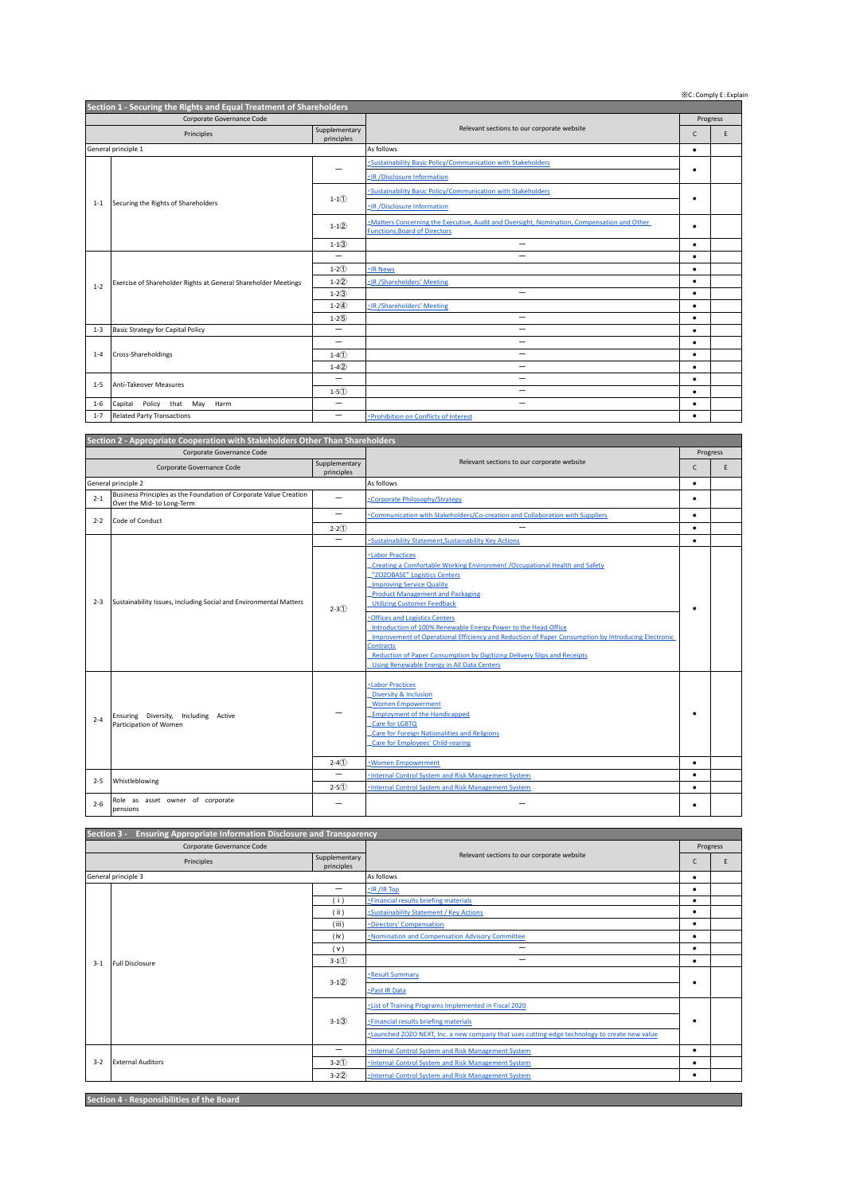※C : Comply E : Explain

## Section 1 - Securing the Rights and Equal Treatment of Shareholders

| Corporate Governance Code | | | | Progress | |
|---|---|---|---|---|---|
| Principles | | Supplementary principles | Relevant sections to our corporate website | C | E |
| General principle 1 | | | As follows | ● | |
| 1-1 | Securing the Rights of Shareholders | — | ・Sustainability Basic Policy/Communication with Stakeholders<br>・IR /Disclosure Information | ● | |
| | | 1-1① | ・Sustainability Basic Policy/Communication with Stakeholders<br>・IR /Disclosure Information | ● | |
| | | 1-1② | ・Matters Concerning the Executive, Audit and Oversight, Nomination, Compensation and Other Functions,Board of Directors | ● | |
| | | 1-1③ | — | ● | |
| 1-2 | Exercise of Shareholder Rights at General Shareholder Meetings | — | — | ● | |
| | | 1-2① | ・IR News | ● | |
| | | 1-2② | ・IR /Shareholders' Meeting | ● | |
| | | 1-2③ | — | ● | |
| | | 1-2④ | ・IR /Shareholders' Meeting | ● | |
| | | 1-2⑤ | — | ● | |
| 1-3 | Basic Strategy for Capital Policy | — | — | ● | |
| 1-4 | Cross-Shareholdings | — | — | ● | |
| | | 1-4① | — | ● | |
| | | 1-4② | — | ● | |
| 1-5 | Anti-Takeover Measures | — | — | ● | |
| | | 1-5① | — | ● | |
| 1-6 | Capital Policy that May Harm | — | — | ● | |
| 1-7 | Related Party Transactions | — | ・Prohibition on Conflicts of Interest | ● | |

## Section 2 - Appropriate Cooperation with Stakeholders Other Than Shareholders

| Corporate Governance Code | | | | Progress | |
|---|---|---|---|---|---|
| Corporate Governance Code | | Supplementary principles | Relevant sections to our corporate website | C | E |
| General principle 2 | | | As follows | ● | |
| 2-1 | Business Principles as the Foundation of Corporate Value Creation Over the Mid- to Long-Term | — | ・Corporate Philosophy/Strategy | ● | |
| 2-2 | Code of Conduct | — | ・Communication with Stakeholders/Co-creation and Collaboration with Suppliers | ● | |
| | | 2-2① | — | ● | |
| 2-3 | Sustainability Issues, Including Social and Environmental Matters | — | ・Sustainability Statement,Sustainability Key Actions | ● | |
| | | 2-3① | ・Labor Practices<br>Creating a Comfortable Working Environment /Occupational Health and Safety<br>"ZOZOBASE" Logistics Centers<br>Improving Service Quality<br>Product Management and Packaging<br>Utilizing Customer Feedback<br>・Offices and Logistics Centers<br>Introduction of 100% Renewable Energy Power to the Head Office<br>Improvement of Operational Efficiency and Reduction of Paper Consumption by Introducing Electronic Contracts<br>Reduction of Paper Consumption by Digitizing Delivery Slips and Receipts<br>Using Renewable Energy in All Data Centers | ● | |
| 2-4 | Ensuring Diversity, Including Active Participation of Women | — | ・Labor Practices<br>Diversity & Inclusion<br>Women Empowerment<br>Employment of the Handicapped<br>Care for LGBTQ<br>Care for Foreign Nationalities and Religions<br>Care for Employees' Child-rearing | ● | |
| | | 2-4① | ・Women Empowerment | ● | |
| 2-5 | Whistleblowing | — | ・Internal Control System and Risk Management System | ● | |
| | | 2-5① | ・Internal Control System and Risk Management System | ● | |
| 2-6 | Role as asset owner of corporate pensions | — | — | ● | |

## Section 3 - Ensuring Appropriate Information Disclosure and Transparency

| Corporate Governance Code | | | | Progress | |
|---|---|---|---|---|---|
| Principles | | Supplementary principles | Relevant sections to our corporate website | C | E |
| General principle 3 | | | As follows | ● | |
| 3-1 | Full Disclosure | — | ・IR /IR Top | ● | |
| | | (ⅰ) | ・Financial results briefing materials | ● | |
| | | (ⅱ) | ・Sustainability Statement / Key Actions | ● | |
| | | (ⅲ) | ・Directors' Compensation | ● | |
| | | (ⅳ) | ・Nomination and Compensation Advisory Committee | ● | |
| | | (ⅴ) | — | ● | |
| | | 3-1① | — | ● | |
| | | 3-1② | ・Result Summary<br>・Past IR Data | ● | |
| | | 3-1③ | ・List of Training Programs Implemented in Fiscal 2020<br>・Financial results briefing materials<br>・Launched ZOZO NEXT, Inc. a new company that uses cutting-edge technology to create new value | ● | |
| 3-2 | External Auditors | — | ・Internal Control System and Risk Management System | ● | |
| | | 3-2① | ・Internal Control System and Risk Management System | ● | |
| | | 3-2② | ・Internal Control System and Risk Management System | ● | |

## Section 4 - Responsibilities of the Board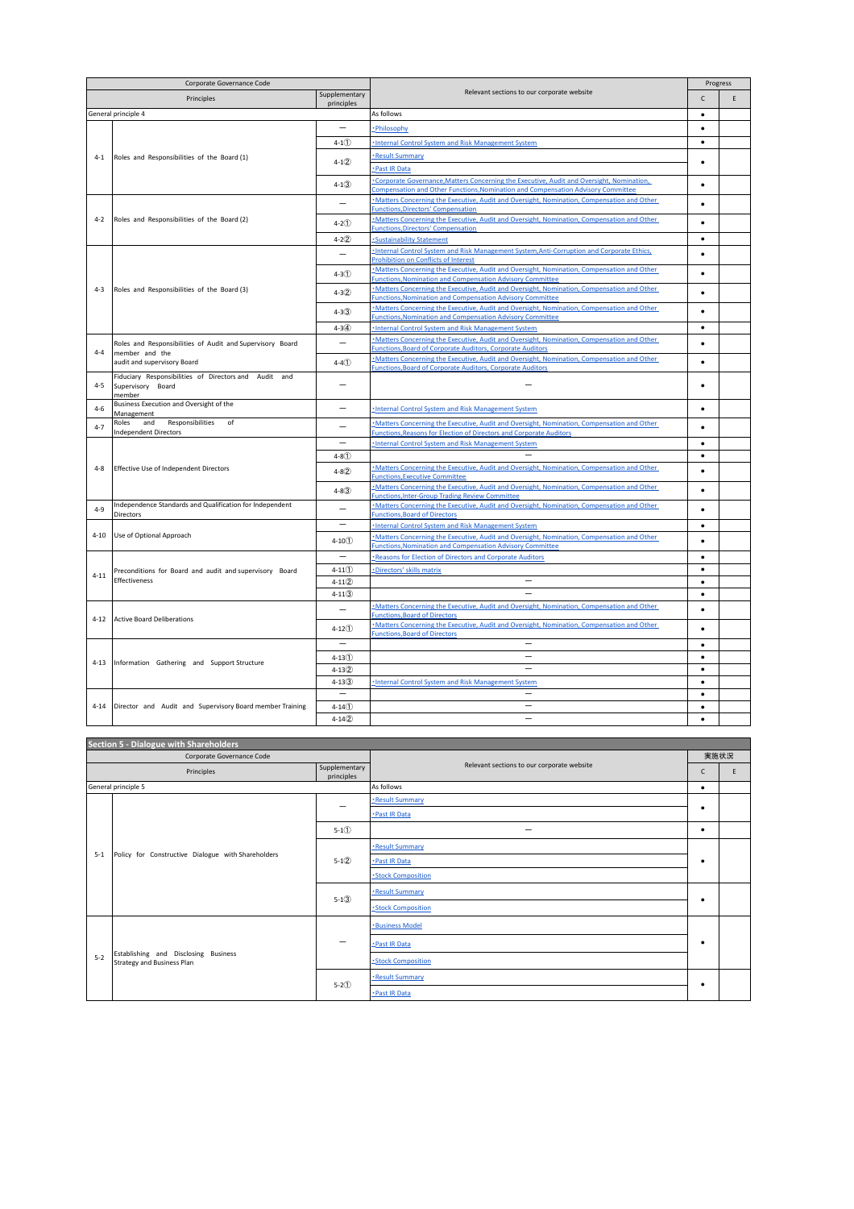| Corporate Governance Code | | | Relevant sections to our corporate website | Progress | |
|---|---|---|---|---|---|
| Principles | | Supplementary principles | | C | E |
| General principle 4 | | | As follows | ● | |
| 4-1 | Roles and Responsibilities of the Board (1) | — | ･Philosophy | ● | |
| | | 4-1① | ･Internal Control System and Risk Management System | ● | |
| | | 4-1② | ･Result Summary<br>･Past IR Data | ● | |
| | | 4-1③ | ･Corporate Governance,Matters Concerning the Executive, Audit and Oversight, Nomination, Compensation and Other Functions,Nomination and Compensation Advisory Committee | ● | |
| 4-2 | Roles and Responsibilities of the Board (2) | — | ･Matters Concerning the Executive, Audit and Oversight, Nomination, Compensation and Other Functions,Directors' Compensation | ● | |
| | | 4-2① | ･Matters Concerning the Executive, Audit and Oversight, Nomination, Compensation and Other Functions,Directors' Compensation | ● | |
| | | 4-2② | ･Sustainability Statement | ● | |
| 4-3 | Roles and Responsibilities of the Board (3) | — | ･Internal Control System and Risk Management System,Anti-Corruption and Corporate Ethics, Prohibition on Conflicts of Interest | ● | |
| | | 4-3① | ･Matters Concerning the Executive, Audit and Oversight, Nomination, Compensation and Other Functions,Nomination and Compensation Advisory Committee | ● | |
| | | 4-3② | ･Matters Concerning the Executive, Audit and Oversight, Nomination, Compensation and Other Functions,Nomination and Compensation Advisory Committee | ● | |
| | | 4-3③ | ･Matters Concerning the Executive, Audit and Oversight, Nomination, Compensation and Other Functions,Nomination and Compensation Advisory Committee | ● | |
| | | 4-3④ | ･Internal Control System and Risk Management System | ● | |
| 4-4 | Roles and Responsibilities of Audit and Supervisory Board member and the audit and supervisory Board | — | ･Matters Concerning the Executive, Audit and Oversight, Nomination, Compensation and Other Functions,Board of Corporate Auditors, Corporate Auditors | ● | |
| | | 4-4① | ･Matters Concerning the Executive, Audit and Oversight, Nomination, Compensation and Other Functions,Board of Corporate Auditors, Corporate Auditors | ● | |
| 4-5 | Fiduciary Responsibilities of Directors and Audit and Supervisory Board member | — | — | ● | |
| 4-6 | Business Execution and Oversight of the Management | — | ･Internal Control System and Risk Management System | ● | |
| 4-7 | Roles and Responsibilities of Independent Directors | — | ･Matters Concerning the Executive, Audit and Oversight, Nomination, Compensation and Other Functions,Reasons for Election of Directors and Corporate Auditors | ● | |
| 4-8 | Effective Use of Independent Directors | — | ･Internal Control System and Risk Management System | ● | |
| | | 4-8① | — | ● | |
| | | 4-8② | ･Matters Concerning the Executive, Audit and Oversight, Nomination, Compensation and Other Functions,Executive Committee | ● | |
| | | 4-8③ | ･Matters Concerning the Executive, Audit and Oversight, Nomination, Compensation and Other Functions,Inter-Group Trading Review Committee | ● | |
| 4-9 | Independence Standards and Qualification for Independent Directors | — | ･Matters Concerning the Executive, Audit and Oversight, Nomination, Compensation and Other Functions,Board of Directors | ● | |
| 4-10 | Use of Optional Approach | — | ･Internal Control System and Risk Management System | ● | |
| | | 4-10① | ･Matters Concerning the Executive, Audit and Oversight, Nomination, Compensation and Other Functions,Nomination and Compensation Advisory Committee | ● | |
| 4-11 | Preconditions for Board and audit and supervisory Board Effectiveness | — | ･Reasons for Election of Directors and Corporate Auditors | ● | |
| | | 4-11① | ･Directors' skills matrix | ● | |
| | | 4-11② | — | ● | |
| | | 4-11③ | — | ● | |
| 4-12 | Active Board Deliberations | — | ･Matters Concerning the Executive, Audit and Oversight, Nomination, Compensation and Other Functions,Board of Directors | ● | |
| | | 4-12① | ･Matters Concerning the Executive, Audit and Oversight, Nomination, Compensation and Other Functions,Board of Directors | ● | |
| 4-13 | Information Gathering and Support Structure | — | — | ● | |
| | | 4-13① | — | ● | |
| | | 4-13② | — | ● | |
| | | 4-13③ | ･Internal Control System and Risk Management System | ● | |
| 4-14 | Director and Audit and Supervisory Board member Training | — | — | ● | |
| | | 4-14① | — | ● | |
| | | 4-14② | — | ● | |

## Section 5 - Dialogue with Shareholders

| Corporate Governance Code | | | Relevant sections to our corporate website | 実施状況 | |
|---|---|---|---|---|---|
| Principles | | Supplementary principles | | C | E |
| General principle 5 | | | As follows | ● | |
| 5-1 | Policy for Constructive Dialogue with Shareholders | — | ･Result Summary<br>･Past IR Data | ● | |
| | | 5-1① | — | ● | |
| | | 5-1② | ･Result Summary<br>･Past IR Data<br>･Stock Composition | ● | |
| | | 5-1③ | ･Result Summary<br>･Stock Composition | ● | |
| 5-2 | Establishing and Disclosing Business Strategy and Business Plan | — | ･Business Model<br>･Past IR Data<br>･Stock Composition | ● | |
| | | 5-2① | ･Result Summary<br>･Past IR Data | ● | |